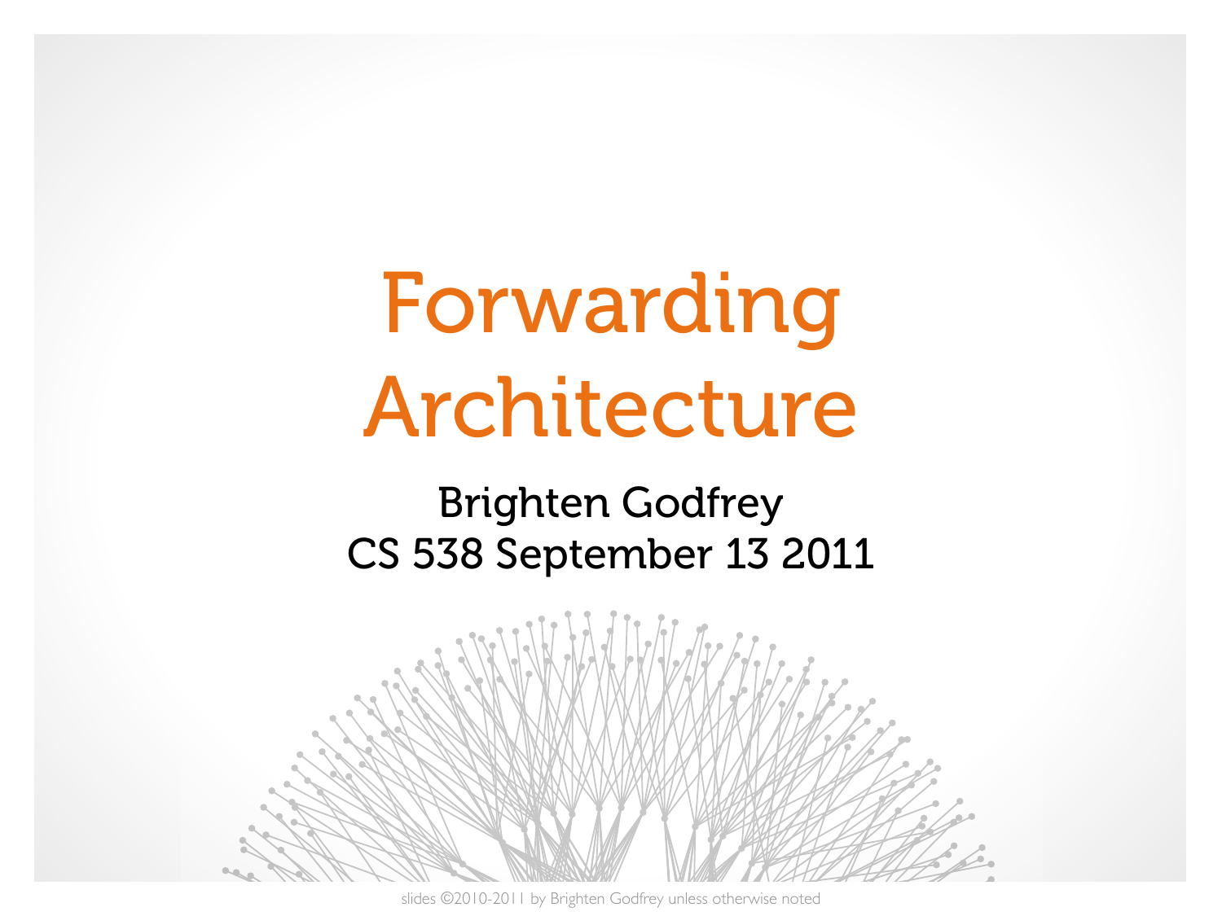# Forwarding Architecture

Brighten Godfrey
CS 538 September 13 2011

slides ©2010-2011 by Brighten Godfrey unless otherwise noted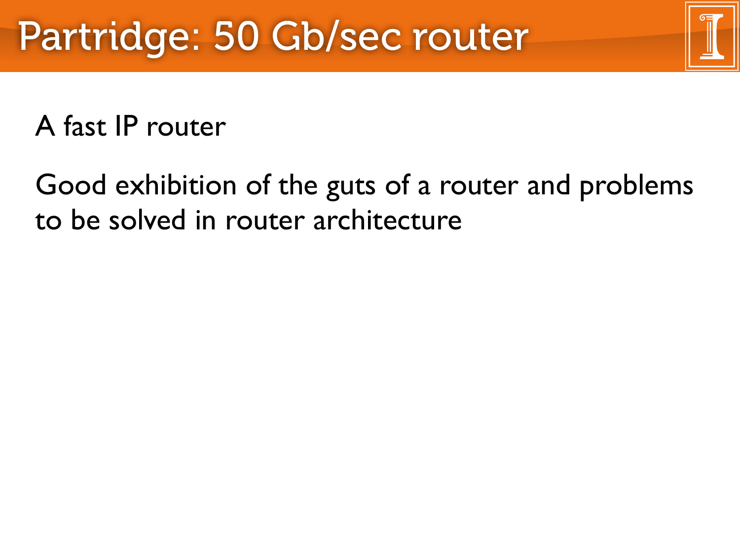# Partridge: 50 Gb/sec router

A fast IP router

Good exhibition of the guts of a router and problems to be solved in router architecture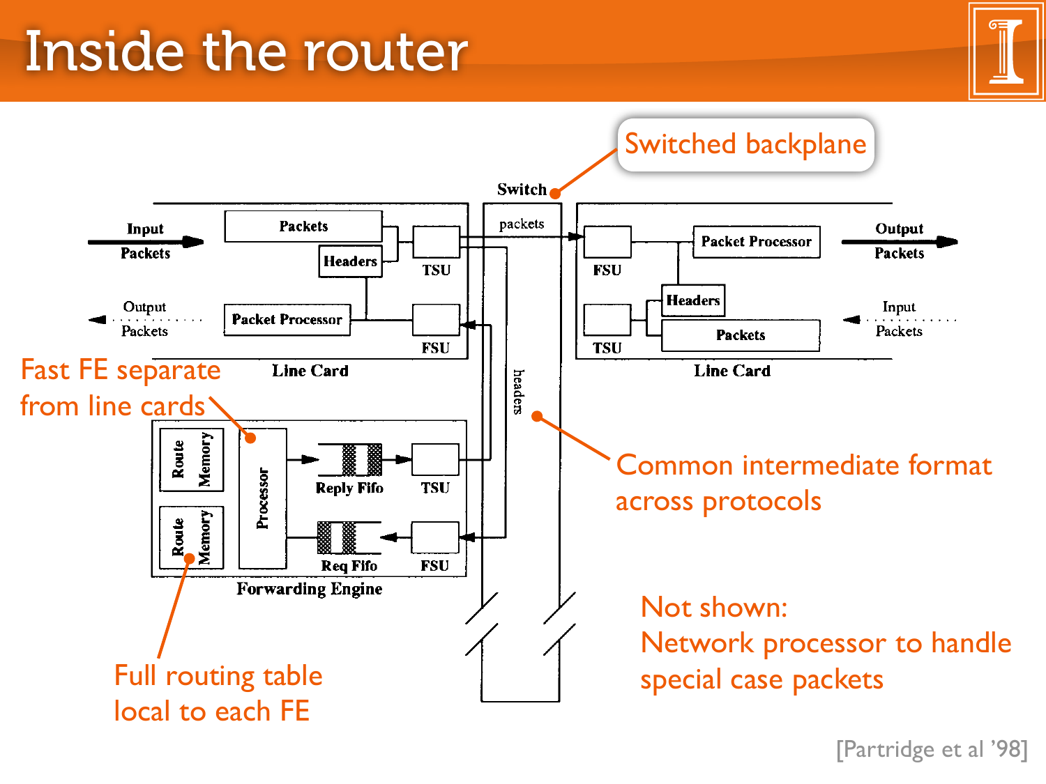# Inside the router

Switched backplane

Switch

packets

headers

Input Packets

Packets

Headers

TSU

Output Packets

Packet Processor

FSU

Line Card

FSU

Packet Processor

Output Packets

Headers

TSU

Packets

Input Packets

Line Card

Fast FE separate from line cards

Route Memory

Route Memory

Processor

Reply Fifo

TSU

Req Fifo

FSU

Forwarding Engine

Common intermediate format across protocols

Full routing table local to each FE

Not shown:
Network processor to handle special case packets

[Partridge et al '98]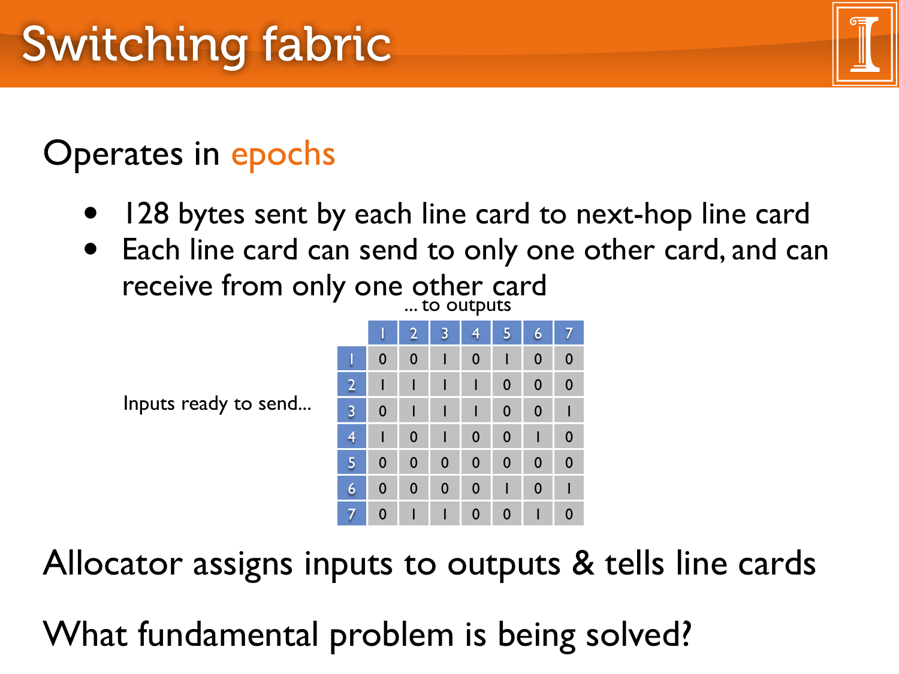# Switching fabric

Operates in epochs

- 128 bytes sent by each line card to next-hop line card
- Each line card can send to only one other card, and can receive from only one other card

... to outputs

Inputs ready to send...

| | 1 | 2 | 3 | 4 | 5 | 6 | 7 |
|---|---|---|---|---|---|---|---|
| 1 | 0 | 0 | 1 | 0 | 1 | 0 | 0 |
| 2 | 1 | 1 | 1 | 1 | 0 | 0 | 0 |
| 3 | 0 | 1 | 1 | 1 | 0 | 0 | 1 |
| 4 | 1 | 0 | 1 | 0 | 0 | 1 | 0 |
| 5 | 0 | 0 | 0 | 0 | 0 | 0 | 0 |
| 6 | 0 | 0 | 0 | 0 | 1 | 0 | 1 |
| 7 | 0 | 1 | 1 | 0 | 0 | 1 | 0 |

Allocator assigns inputs to outputs & tells line cards

What fundamental problem is being solved?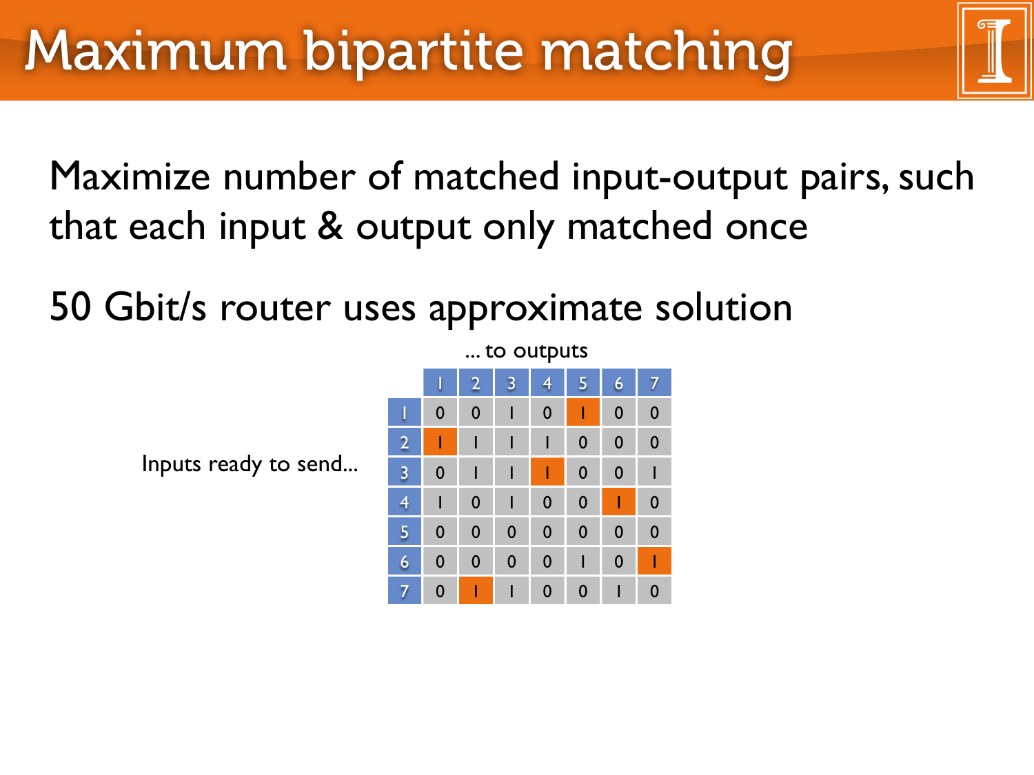# Maximum bipartite matching

Maximize number of matched input-output pairs, such that each input & output only matched once

50 Gbit/s router uses approximate solution

... to outputs

Inputs ready to send...

| | 1 | 2 | 3 | 4 | 5 | 6 | 7 |
|---|---|---|---|---|---|---|---|
| 1 | 0 | 0 | 1 | 0 | 1 | 0 | 0 |
| 2 | 1 | 1 | 1 | 1 | 0 | 0 | 0 |
| 3 | 0 | 1 | 1 | 1 | 0 | 0 | 1 |
| 4 | 1 | 0 | 1 | 0 | 0 | 1 | 0 |
| 5 | 0 | 0 | 0 | 0 | 0 | 0 | 0 |
| 6 | 0 | 0 | 0 | 0 | 1 | 0 | 1 |
| 7 | 0 | 1 | 1 | 0 | 0 | 1 | 0 |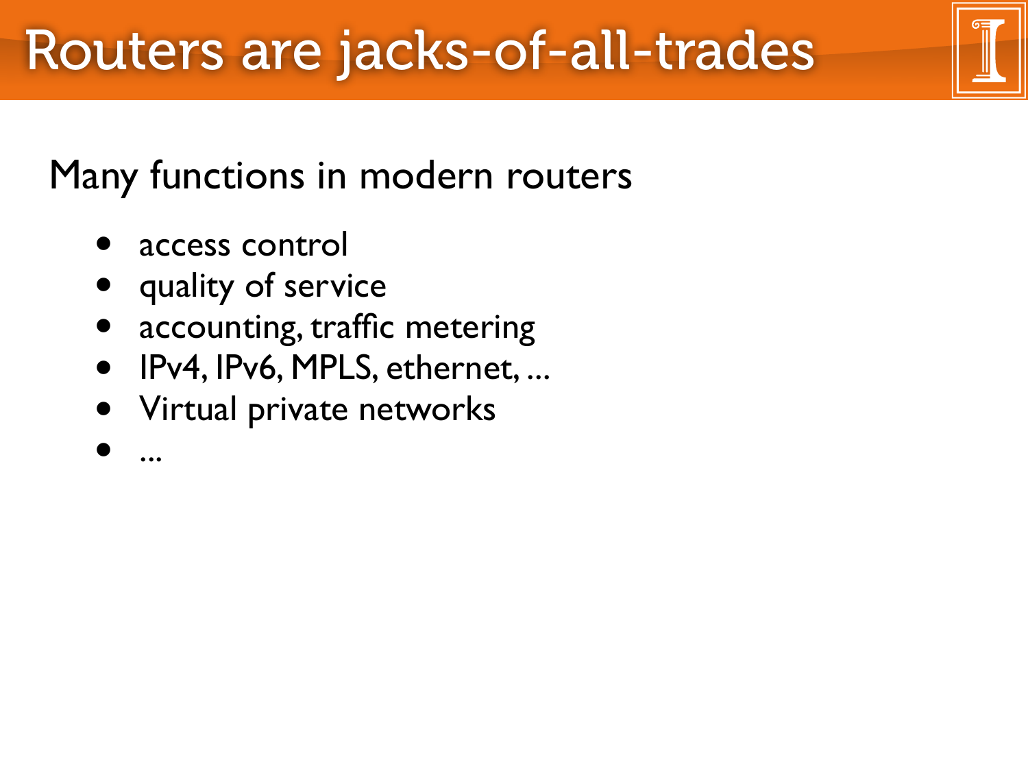# Routers are jacks-of-all-trades

Many functions in modern routers

- access control
- quality of service
- accounting, traffic metering
- IPv4, IPv6, MPLS, ethernet, ...
- Virtual private networks
- ...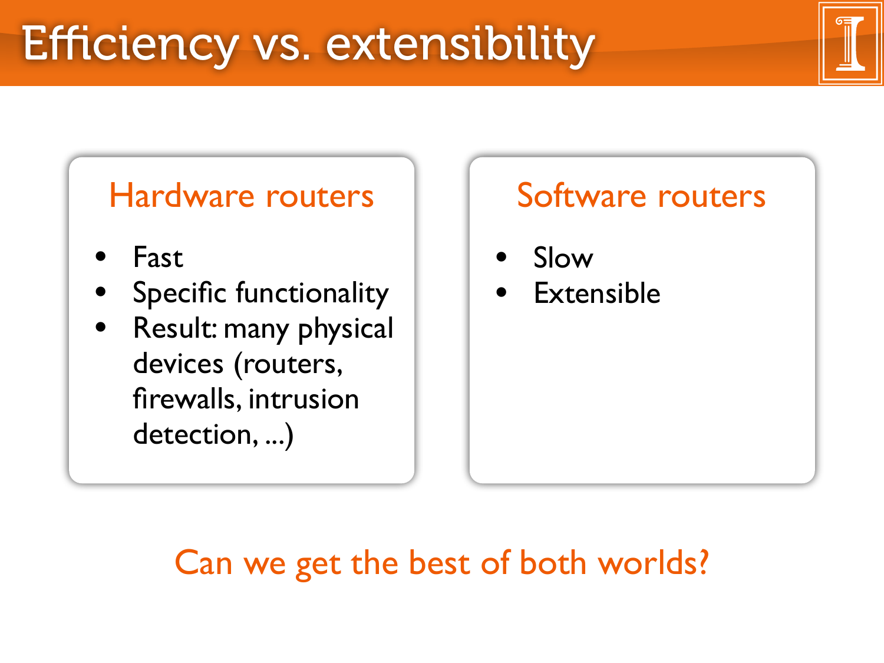# Efficiency vs. extensibility

## Hardware routers

- Fast
- Specific functionality
- Result: many physical devices (routers, firewalls, intrusion detection, ...)

## Software routers

- Slow
- Extensible

Can we get the best of both worlds?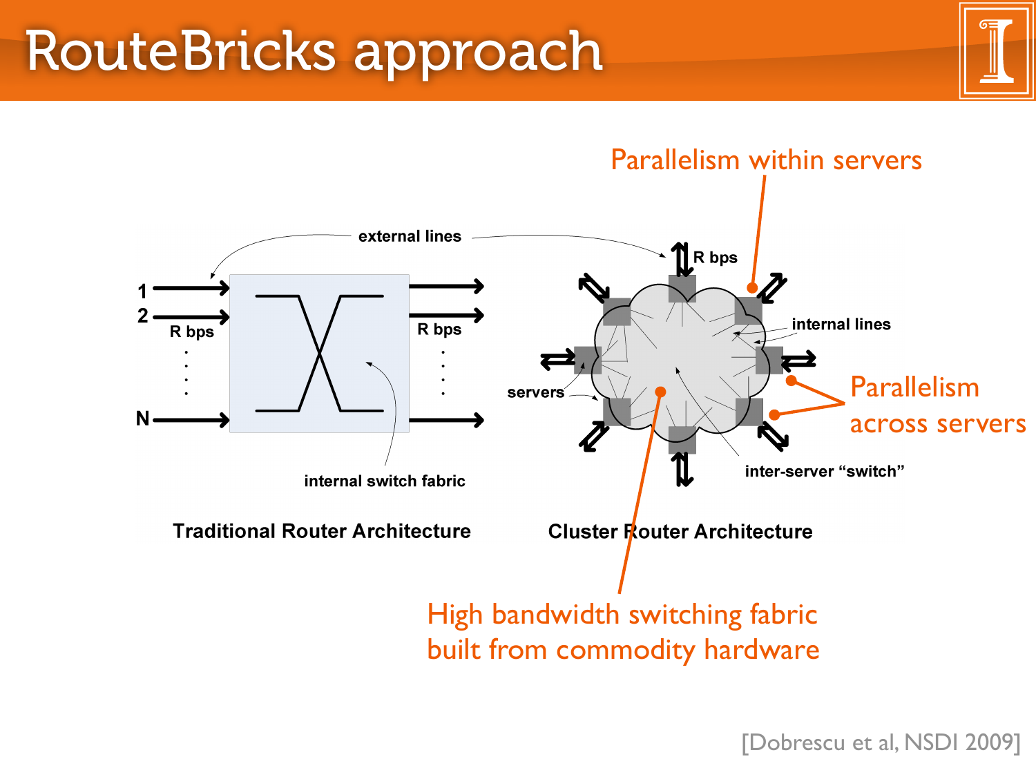# RouteBricks approach

Parallelism within servers

external lines

1

2

R bps

N

R bps

internal switch fabric

R bps

internal lines

servers

inter-server "switch"

Parallelism across servers

Traditional Router Architecture

Cluster Router Architecture

High bandwidth switching fabric built from commodity hardware

[Dobrescu et al, NSDI 2009]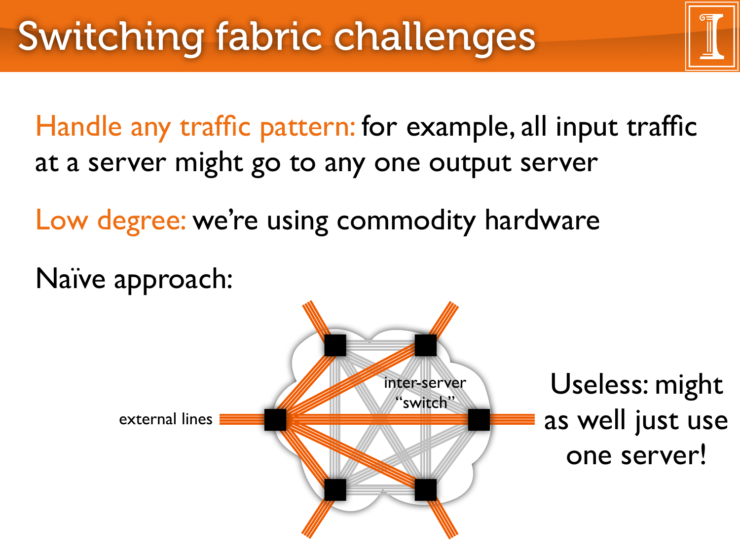# Switching fabric challenges

Handle any traffic pattern: for example, all input traffic at a server might go to any one output server

Low degree: we're using commodity hardware

Naïve approach:

external lines

inter-server "switch"

Useless: might as well just use one server!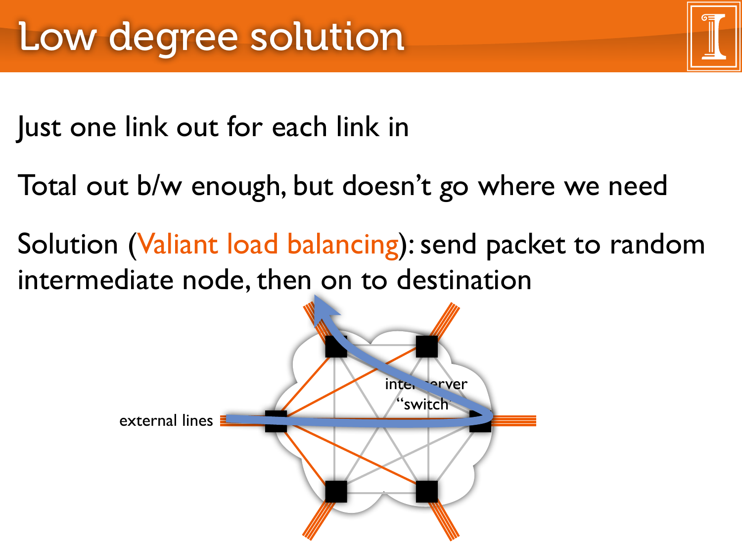# Low degree solution

Just one link out for each link in

Total out b/w enough, but doesn't go where we need

Solution (Valiant load balancing): send packet to random intermediate node, then on to destination

external lines

inter-server "switch"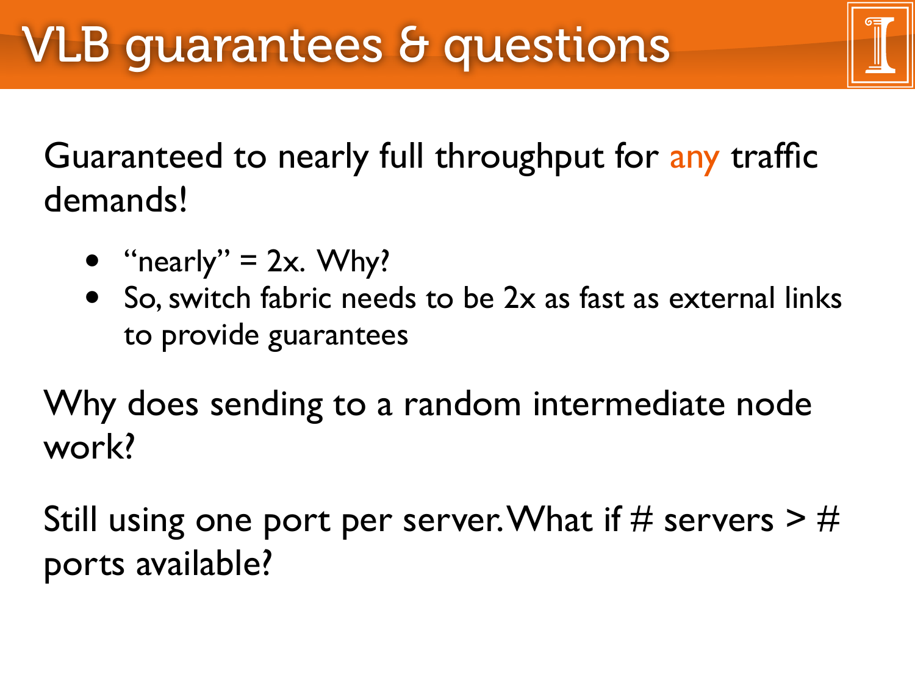# VLB guarantees & questions

Guaranteed to nearly full throughput for any traffic demands!

- "nearly" = 2x. Why?
- So, switch fabric needs to be 2x as fast as external links to provide guarantees

Why does sending to a random intermediate node work?

Still using one port per server. What if # servers > # ports available?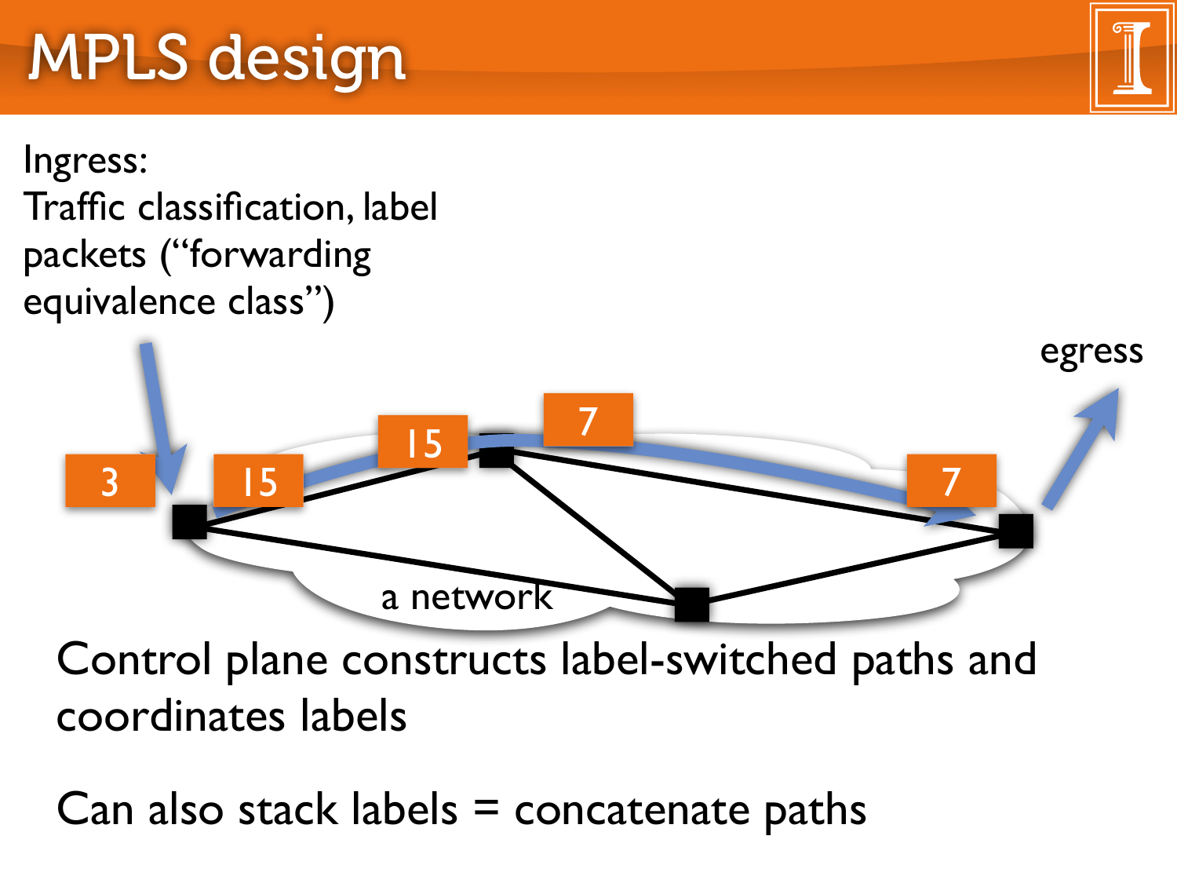# MPLS design

Ingress:
Traffic classification, label packets ("forwarding equivalence class")

egress

3

15

15

7

7

a network

Control plane constructs label-switched paths and coordinates labels

Can also stack labels = concatenate paths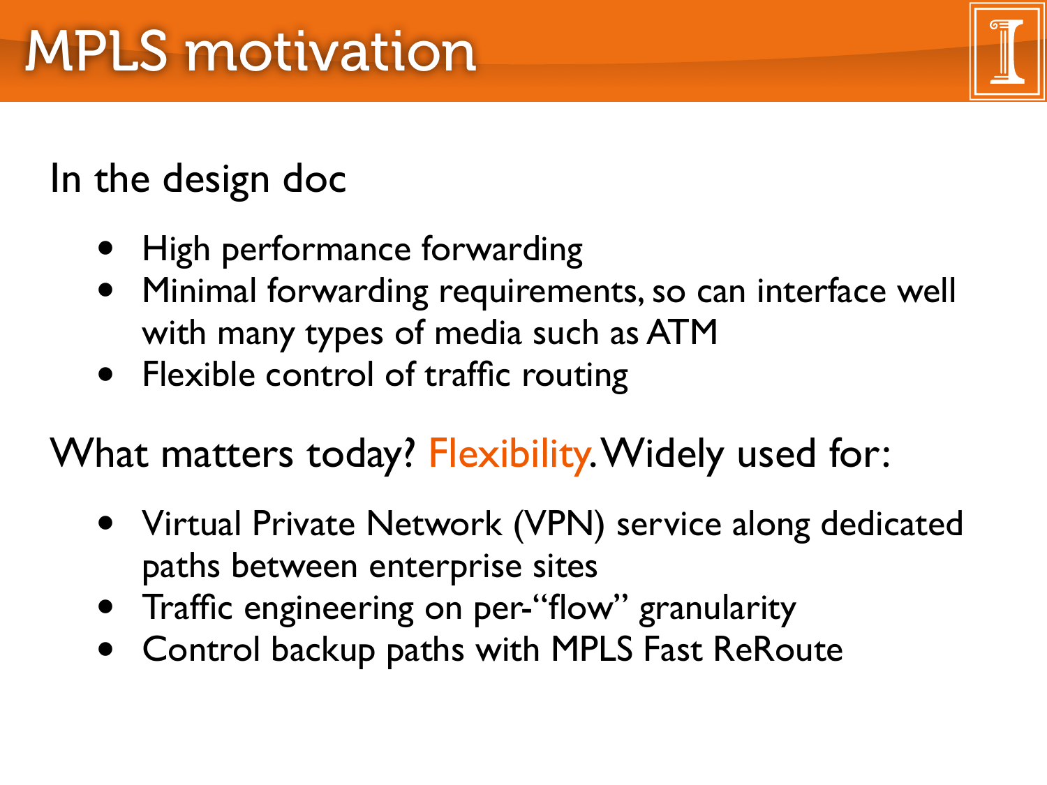# MPLS motivation

In the design doc

- High performance forwarding
- Minimal forwarding requirements, so can interface well with many types of media such as ATM
- Flexible control of traffic routing

What matters today? Flexibility. Widely used for:

- Virtual Private Network (VPN) service along dedicated paths between enterprise sites
- Traffic engineering on per-"flow" granularity
- Control backup paths with MPLS Fast ReRoute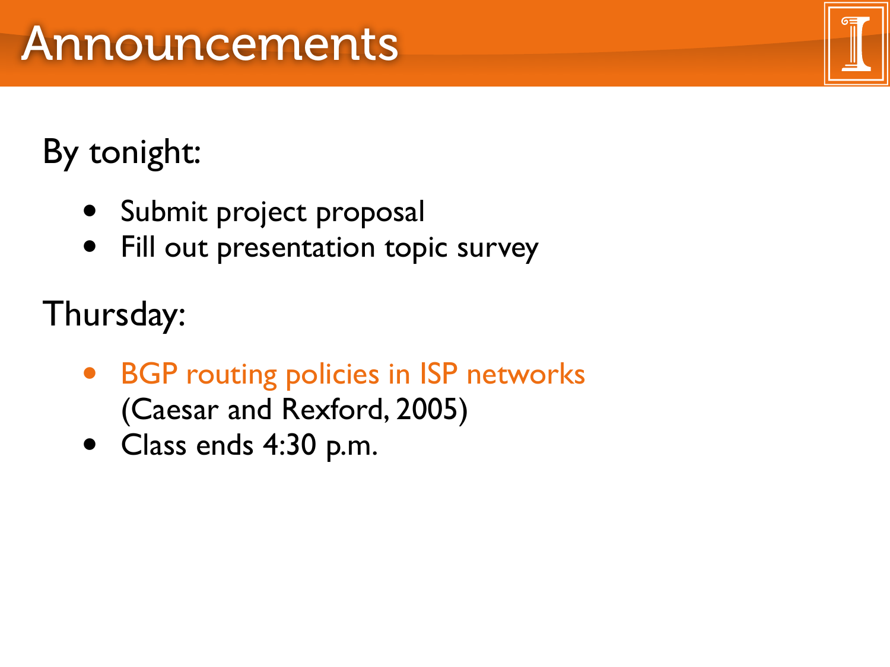# Announcements

By tonight:

- Submit project proposal
- Fill out presentation topic survey

Thursday:

- BGP routing policies in ISP networks (Caesar and Rexford, 2005)
- Class ends 4:30 p.m.